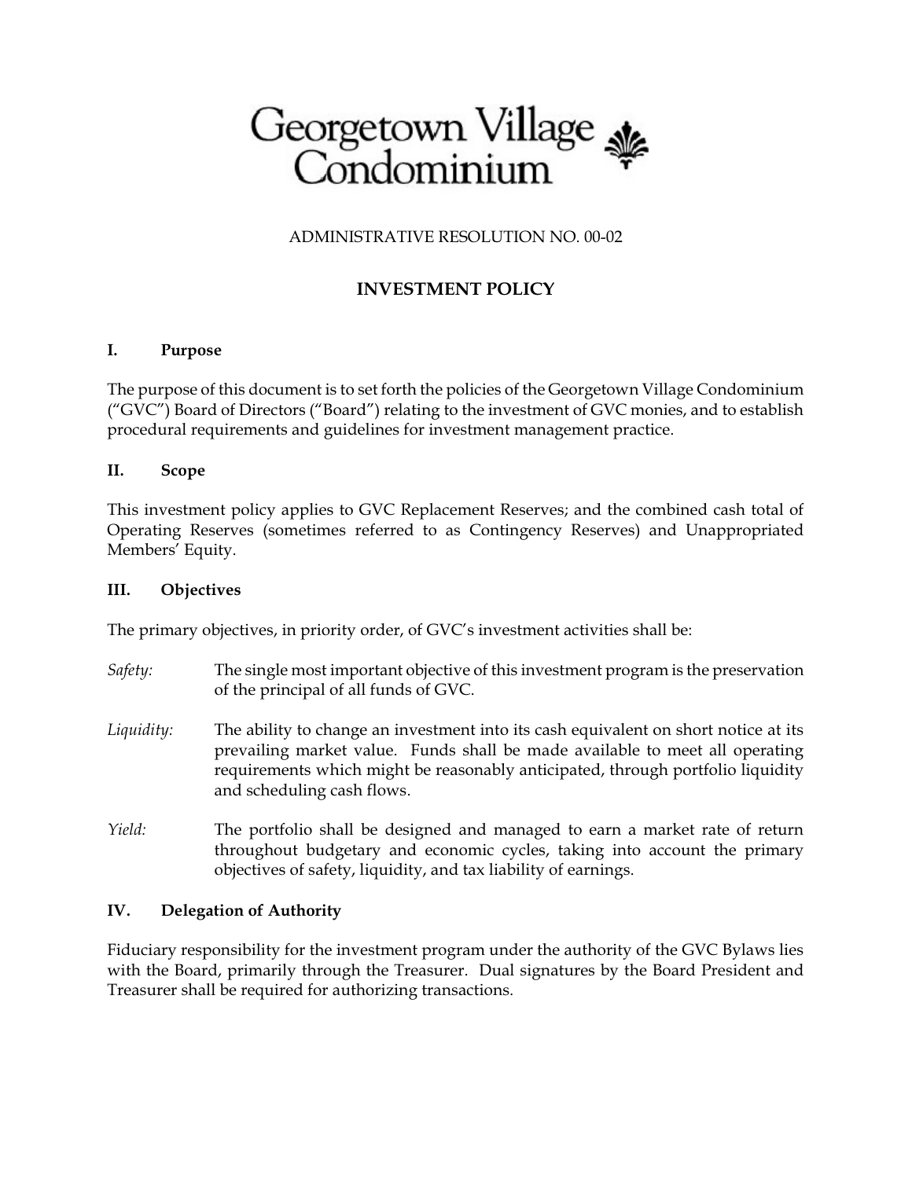# Georgetown Village Condominium

ADMINISTRATIVE RESOLUTION NO. 00-02

## INVESTMENT POLICY

### I. Purpose

The purpose of this document is to set forth the policies of the Georgetown Village Condominium ("GVC") Board of Directors ("Board") relating to the investment of GVC monies, and to establish procedural requirements and guidelines for investment management practice.

### II. Scope

This investment policy applies to GVC Replacement Reserves; and the combined cash total of Operating Reserves (sometimes referred to as Contingency Reserves) and Unappropriated Members' Equity.

### III. Objectives

The primary objectives, in priority order, of GVC's investment activities shall be:

*Safety:* The single most important objective of this investment program is the preservation of the principal of all funds of GVC.

*Liquidity:* The ability to change an investment into its cash equivalent on short notice at its prevailing market value. Funds shall be made available to meet all operating requirements which might be reasonably anticipated, through portfolio liquidity and scheduling cash flows.

*Yield:* The portfolio shall be designed and managed to earn a market rate of return throughout budgetary and economic cycles, taking into account the primary objectives of safety, liquidity, and tax liability of earnings.

### IV. Delegation of Authority

Fiduciary responsibility for the investment program under the authority of the GVC Bylaws lies with the Board, primarily through the Treasurer. Dual signatures by the Board President and Treasurer shall be required for authorizing transactions.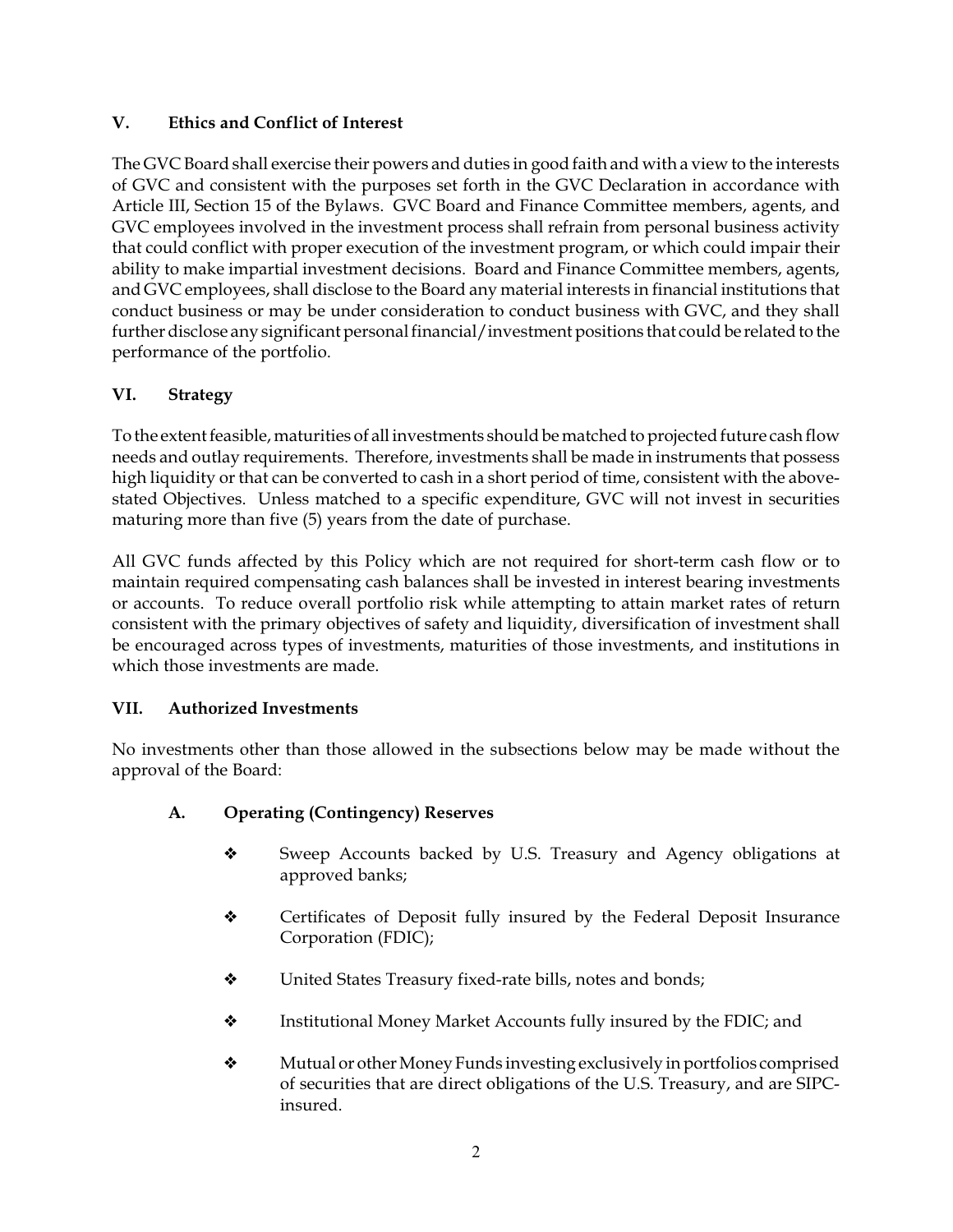## V. Ethics and Conflict of Interest

The GVC Board shall exercise their powers and duties in good faith and with a view to the interests of GVC and consistent with the purposes set forth in the GVC Declaration in accordance with Article III, Section 15 of the Bylaws. GVC Board and Finance Committee members, agents, and GVC employees involved in the investment process shall refrain from personal business activity that could conflict with proper execution of the investment program, or which could impair their ability to make impartial investment decisions. Board and Finance Committee members, agents, and GVC employees, shall disclose to the Board any material interests in financial institutions that conduct business or may be under consideration to conduct business with GVC, and they shall further disclose any significant personal financial/investment positions that could be related to the performance of the portfolio.

## VI. Strategy

To the extent feasible, maturities of all investments should be matched to projected future cash flow needs and outlay requirements. Therefore, investments shall be made in instruments that possess high liquidity or that can be converted to cash in a short period of time, consistent with the above-stated Objectives. Unless matched to a specific expenditure, GVC will not invest in securities maturing more than five (5) years from the date of purchase.

All GVC funds affected by this Policy which are not required for short-term cash flow or to maintain required compensating cash balances shall be invested in interest bearing investments or accounts. To reduce overall portfolio risk while attempting to attain market rates of return consistent with the primary objectives of safety and liquidity, diversification of investment shall be encouraged across types of investments, maturities of those investments, and institutions in which those investments are made.

## VII. Authorized Investments

No investments other than those allowed in the subsections below may be made without the approval of the Board:

### A. Operating (Contingency) Reserves

- Sweep Accounts backed by U.S. Treasury and Agency obligations at approved banks;
- Certificates of Deposit fully insured by the Federal Deposit Insurance Corporation (FDIC);
- United States Treasury fixed-rate bills, notes and bonds;
- Institutional Money Market Accounts fully insured by the FDIC; and
- Mutual or other Money Funds investing exclusively in portfolios comprised of securities that are direct obligations of the U.S. Treasury, and are SIPC-insured.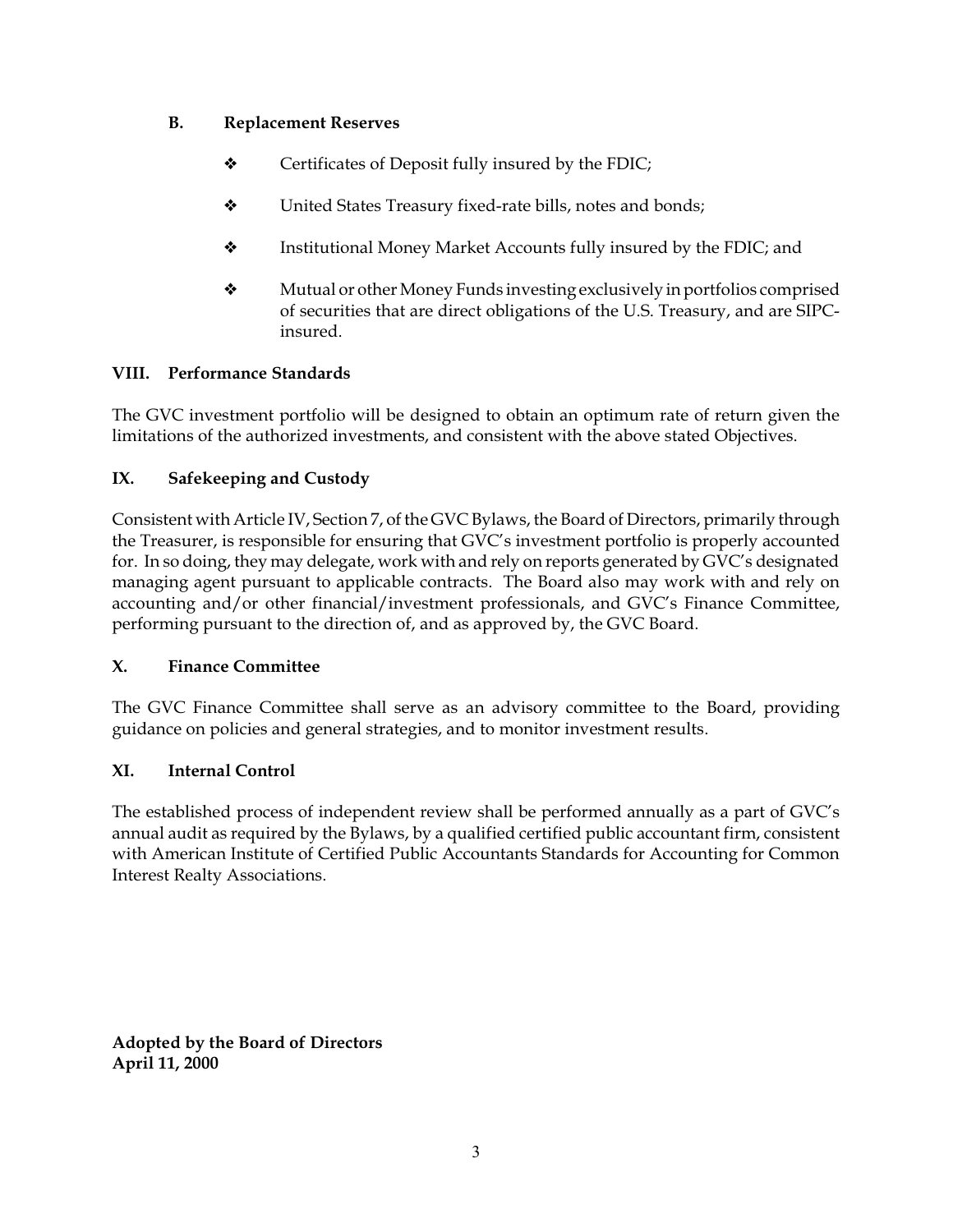**B. Replacement Reserves**

- Certificates of Deposit fully insured by the FDIC;
- United States Treasury fixed-rate bills, notes and bonds;
- Institutional Money Market Accounts fully insured by the FDIC; and
- Mutual or other Money Funds investing exclusively in portfolios comprised of securities that are direct obligations of the U.S. Treasury, and are SIPC-insured.

## VIII. Performance Standards

The GVC investment portfolio will be designed to obtain an optimum rate of return given the limitations of the authorized investments, and consistent with the above stated Objectives.

## IX. Safekeeping and Custody

Consistent with Article IV, Section 7, of the GVC Bylaws, the Board of Directors, primarily through the Treasurer, is responsible for ensuring that GVC's investment portfolio is properly accounted for. In so doing, they may delegate, work with and rely on reports generated by GVC's designated managing agent pursuant to applicable contracts. The Board also may work with and rely on accounting and/or other financial/investment professionals, and GVC's Finance Committee, performing pursuant to the direction of, and as approved by, the GVC Board.

## X. Finance Committee

The GVC Finance Committee shall serve as an advisory committee to the Board, providing guidance on policies and general strategies, and to monitor investment results.

## XI. Internal Control

The established process of independent review shall be performed annually as a part of GVC's annual audit as required by the Bylaws, by a qualified certified public accountant firm, consistent with American Institute of Certified Public Accountants Standards for Accounting for Common Interest Realty Associations.

**Adopted by the Board of Directors**
**April 11, 2000**